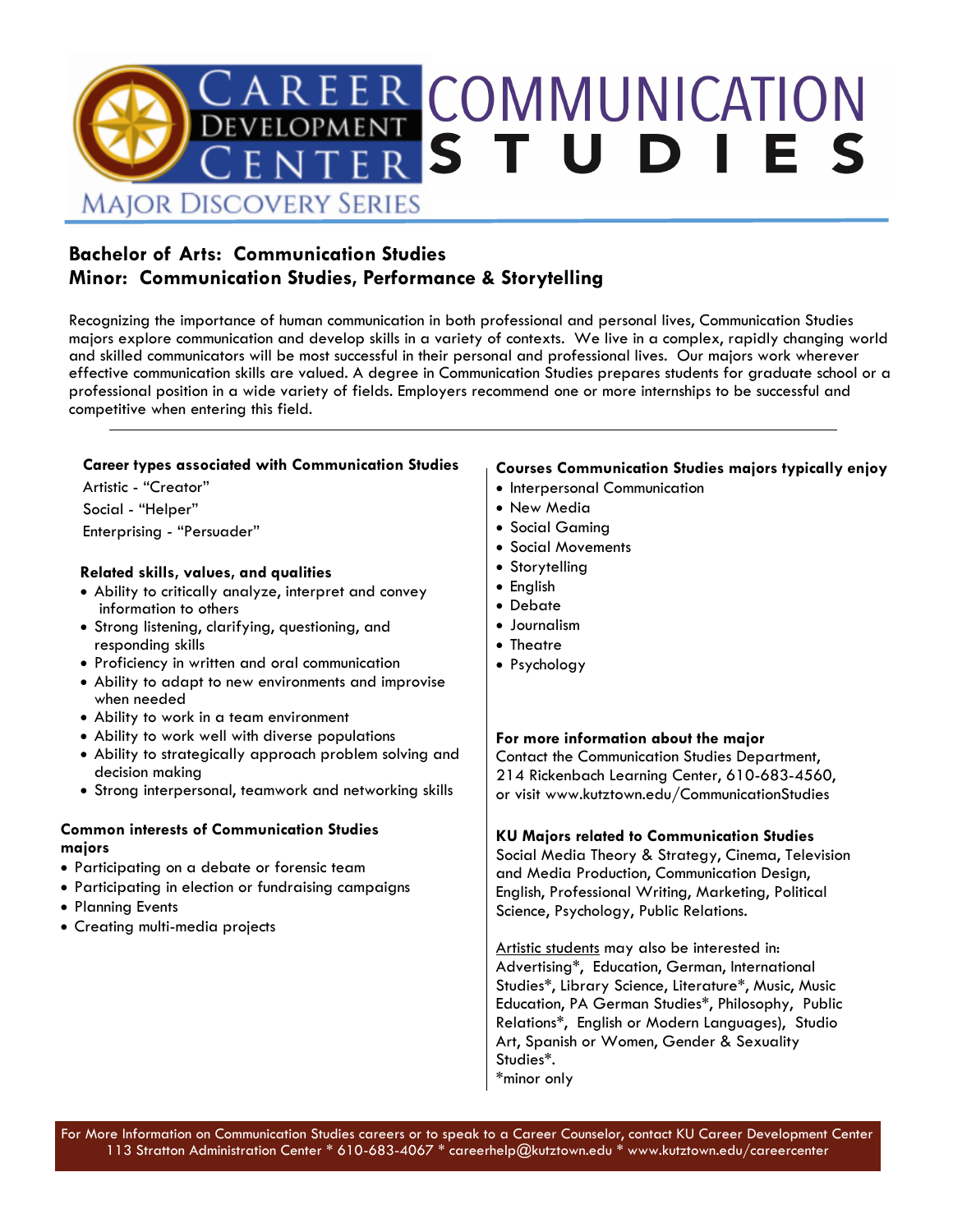# CAREER DEVELOPMENT CENTER — COMMUNICATION STUDIES

MAJOR DISCOVERY SERIES

## Bachelor of Arts: Communication Studies
## Minor: Communication Studies, Performance & Storytelling

Recognizing the importance of human communication in both professional and personal lives, Communication Studies majors explore communication and develop skills in a variety of contexts. We live in a complex, rapidly changing world and skilled communicators will be most successful in their personal and professional lives. Our majors work wherever effective communication skills are valued. A degree in Communication Studies prepares students for graduate school or a professional position in a wide variety of fields. Employers recommend one or more internships to be successful and competitive when entering this field.

---

### Career types associated with Communication Studies

Artistic - "Creator"

Social - "Helper"

Enterprising - "Persuader"

### Related skills, values, and qualities

- Ability to critically analyze, interpret and convey information to others
- Strong listening, clarifying, questioning, and responding skills
- Proficiency in written and oral communication
- Ability to adapt to new environments and improvise when needed
- Ability to work in a team environment
- Ability to work well with diverse populations
- Ability to strategically approach problem solving and decision making
- Strong interpersonal, teamwork and networking skills

### Common interests of Communication Studies majors

- Participating on a debate or forensic team
- Participating in election or fundraising campaigns
- Planning Events
- Creating multi-media projects

### Courses Communication Studies majors typically enjoy

- Interpersonal Communication
- New Media
- Social Gaming
- Social Movements
- Storytelling
- English
- Debate
- Journalism
- Theatre
- Psychology

### For more information about the major

Contact the Communication Studies Department, 214 Rickenbach Learning Center, 610-683-4560, or visit www.kutztown.edu/CommunicationStudies

### KU Majors related to Communication Studies

Social Media Theory & Strategy, Cinema, Television and Media Production, Communication Design, English, Professional Writing, Marketing, Political Science, Psychology, Public Relations.

Artistic students may also be interested in: Advertising*, Education, German, International Studies*, Library Science, Literature*, Music, Music Education, PA German Studies*, Philosophy, Public Relations*, English or Modern Languages), Studio Art, Spanish or Women, Gender & Sexuality Studies*.

*minor only

For More Information on Communication Studies careers or to speak to a Career Counselor, contact KU Career Development Center 113 Stratton Administration Center * 610-683-4067 * careerhelp@kutztown.edu * www.kutztown.edu/careercenter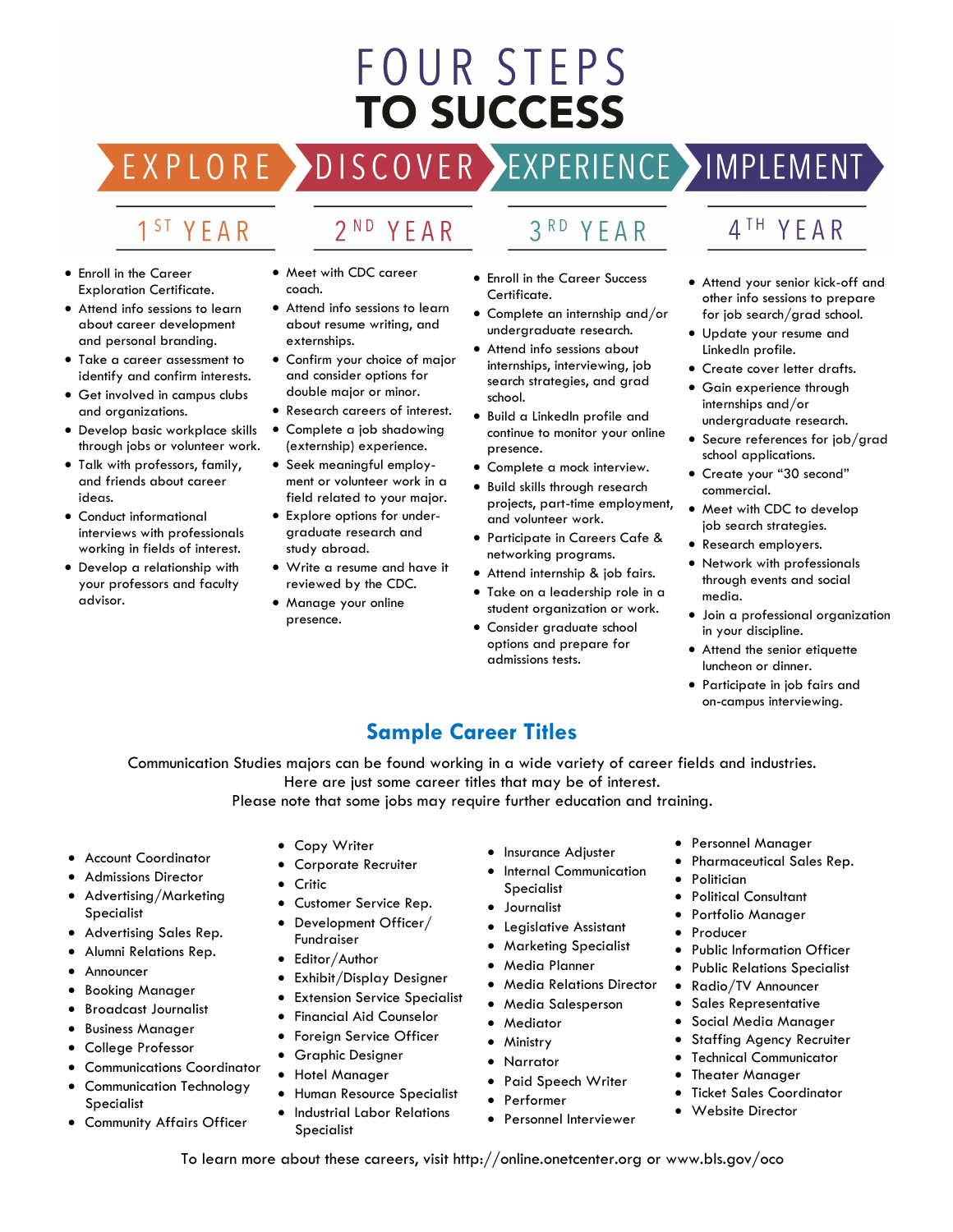# FOUR STEPS TO SUCCESS

## EXPLORE — 1ST YEAR

- Enroll in the Career Exploration Certificate.
- Attend info sessions to learn about career development and personal branding.
- Take a career assessment to identify and confirm interests.
- Get involved in campus clubs and organizations.
- Develop basic workplace skills through jobs or volunteer work.
- Talk with professors, family, and friends about career ideas.
- Conduct informational interviews with professionals working in fields of interest.
- Develop a relationship with your professors and faculty advisor.

## DISCOVER — 2ND YEAR

- Meet with CDC career coach.
- Attend info sessions to learn about resume writing, and externships.
- Confirm your choice of major and consider options for double major or minor.
- Research careers of interest.
- Complete a job shadowing (externship) experience.
- Seek meaningful employment or volunteer work in a field related to your major.
- Explore options for undergraduate research and study abroad.
- Write a resume and have it reviewed by the CDC.
- Manage your online presence.

## EXPERIENCE — 3RD YEAR

- Enroll in the Career Success Certificate.
- Complete an internship and/or undergraduate research.
- Attend info sessions about internships, interviewing, job search strategies, and grad school.
- Build a LinkedIn profile and continue to monitor your online presence.
- Complete a mock interview.
- Build skills through research projects, part-time employment, and volunteer work.
- Participate in Careers Cafe & networking programs.
- Attend internship & job fairs.
- Take on a leadership role in a student organization or work.
- Consider graduate school options and prepare for admissions tests.

## IMPLEMENT — 4TH YEAR

- Attend your senior kick-off and other info sessions to prepare for job search/grad school.
- Update your resume and LinkedIn profile.
- Create cover letter drafts.
- Gain experience through internships and/or undergraduate research.
- Secure references for job/grad school applications.
- Create your "30 second" commercial.
- Meet with CDC to develop job search strategies.
- Research employers.
- Network with professionals through events and social media.
- Join a professional organization in your discipline.
- Attend the senior etiquette luncheon or dinner.
- Participate in job fairs and on-campus interviewing.

## Sample Career Titles

Communication Studies majors can be found working in a wide variety of career fields and industries. Here are just some career titles that may be of interest. Please note that some jobs may require further education and training.

- Account Coordinator
- Admissions Director
- Advertising/Marketing Specialist
- Advertising Sales Rep.
- Alumni Relations Rep.
- Announcer
- Booking Manager
- Broadcast Journalist
- Business Manager
- College Professor
- Communications Coordinator
- Communication Technology Specialist
- Community Affairs Officer
- Copy Writer
- Corporate Recruiter
- Critic
- Customer Service Rep.
- Development Officer/ Fundraiser
- Editor/Author
- Exhibit/Display Designer
- Extension Service Specialist
- Financial Aid Counselor
- Foreign Service Officer
- Graphic Designer
- Hotel Manager
- Human Resource Specialist
- Industrial Labor Relations Specialist
- Insurance Adjuster
- Internal Communication Specialist
- Journalist
- Legislative Assistant
- Marketing Specialist
- Media Planner
- Media Relations Director
- Media Salesperson
- Mediator
- Ministry
- Narrator
- Paid Speech Writer
- Performer
- Personnel Interviewer
- Personnel Manager
- Pharmaceutical Sales Rep.
- Politician
- Political Consultant
- Portfolio Manager
- Producer
- Public Information Officer
- Public Relations Specialist
- Radio/TV Announcer
- Sales Representative
- Social Media Manager
- Staffing Agency Recruiter
- Technical Communicator
- Theater Manager
- Ticket Sales Coordinator
- Website Director

To learn more about these careers, visit http://online.onetcenter.org or www.bls.gov/oco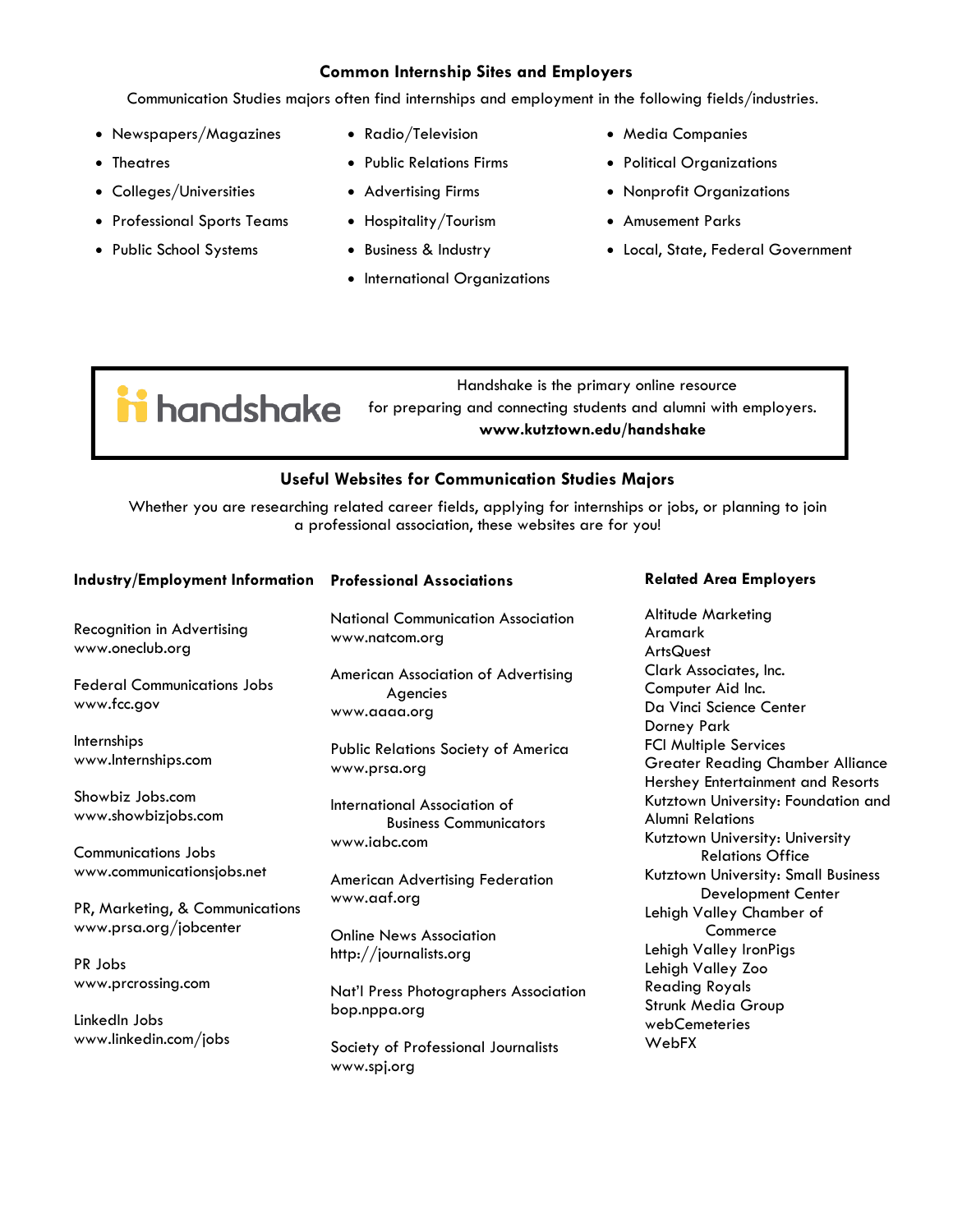## Common Internship Sites and Employers

Communication Studies majors often find internships and employment in the following fields/industries.

- Newspapers/Magazines
- Theatres
- Colleges/Universities
- Professional Sports Teams
- Public School Systems
- Radio/Television
- Public Relations Firms
- Advertising Firms
- Hospitality/Tourism
- Business & Industry
- International Organizations
- Media Companies
- Political Organizations
- Nonprofit Organizations
- Amusement Parks
- Local, State, Federal Government

handshake

Handshake is the primary online resource for preparing and connecting students and alumni with employers.
**www.kutztown.edu/handshake**

## Useful Websites for Communication Studies Majors

Whether you are researching related career fields, applying for internships or jobs, or planning to join a professional association, these websites are for you!

### Industry/Employment Information

Recognition in Advertising
www.oneclub.org

Federal Communications Jobs
www.fcc.gov

Internships
www.Internships.com

Showbiz Jobs.com
www.showbizjobs.com

Communications Jobs
www.communicationsjobs.net

PR, Marketing, & Communications
www.prsa.org/jobcenter

PR Jobs
www.prcrossing.com

LinkedIn Jobs
www.linkedin.com/jobs

### Professional Associations

National Communication Association
www.natcom.org

American Association of Advertising Agencies
www.aaaa.org

Public Relations Society of America
www.prsa.org

International Association of Business Communicators
www.iabc.com

American Advertising Federation
www.aaf.org

Online News Association
http://journalists.org

Nat'l Press Photographers Association
bop.nppa.org

Society of Professional Journalists
www.spj.org

### Related Area Employers

Altitude Marketing
Aramark
ArtsQuest
Clark Associates, Inc.
Computer Aid Inc.
Da Vinci Science Center
Dorney Park
FCI Multiple Services
Greater Reading Chamber Alliance
Hershey Entertainment and Resorts
Kutztown University: Foundation and Alumni Relations
Kutztown University: University Relations Office
Kutztown University: Small Business Development Center
Lehigh Valley Chamber of Commerce
Lehigh Valley IronPigs
Lehigh Valley Zoo
Reading Royals
Strunk Media Group
webCemeteries
WebFX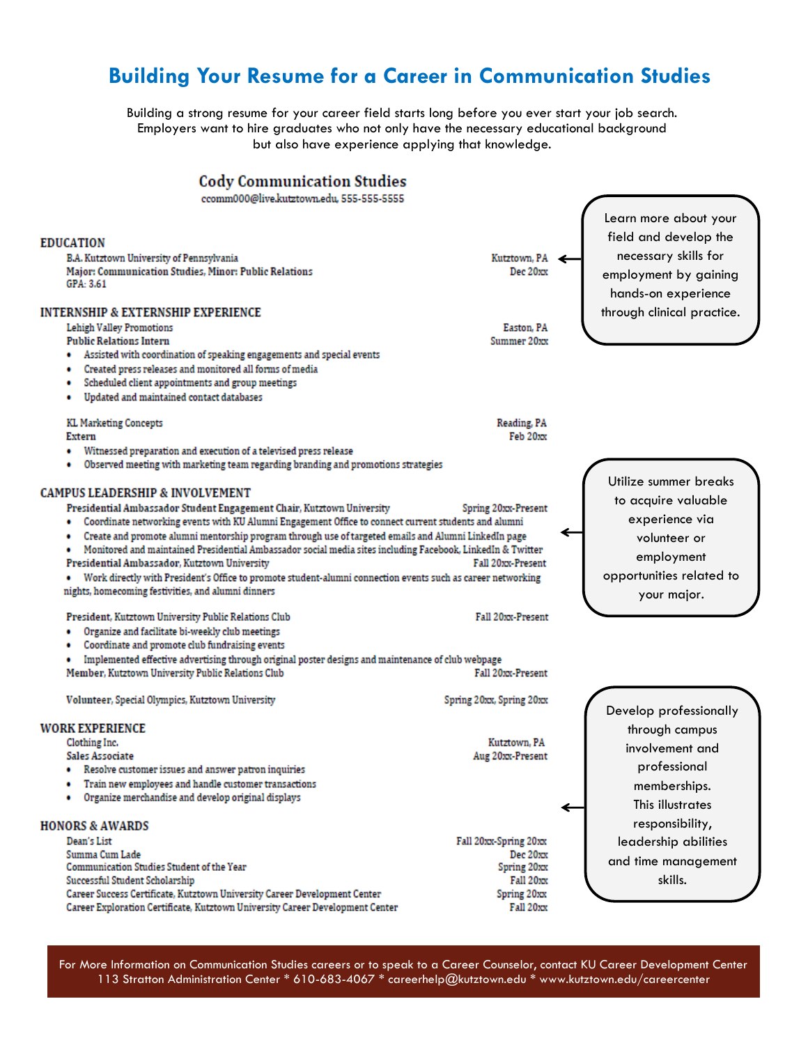# Building Your Resume for a Career in Communication Studies

Building a strong resume for your career field starts long before you ever start your job search. Employers want to hire graduates who not only have the necessary educational background but also have experience applying that knowledge.

## Cody Communication Studies

ccomm000@live.kutztown.edu, 555-555-5555

### EDUCATION

**B.A. Kutztown University of Pennsylvania** — Kutztown, PA
**Major: Communication Studies, Minor: Public Relations** — Dec 20xx
GPA: 3.61

### INTERNSHIP & EXTERNSHIP EXPERIENCE

Lehigh Valley Promotions — Easton, PA
**Public Relations Intern** — Summer 20xx

- Assisted with coordination of speaking engagements and special events
- Created press releases and monitored all forms of media
- Scheduled client appointments and group meetings
- Updated and maintained contact databases

KL Marketing Concepts — Reading, PA
**Extern** — Feb 20xx

- Witnessed preparation and execution of a televised press release
- Observed meeting with marketing team regarding branding and promotions strategies

### CAMPUS LEADERSHIP & INVOLVEMENT

**Presidential Ambassador Student Engagement Chair**, Kutztown University — Spring 20xx-Present

- Coordinate networking events with KU Alumni Engagement Office to connect current students and alumni
- Create and promote alumni mentorship program through use of targeted emails and Alumni LinkedIn page
- Monitored and maintained Presidential Ambassador social media sites including Facebook, LinkedIn & Twitter

**Presidential Ambassador**, Kutztown University — Fall 20xx-Present

- Work directly with President's Office to promote student-alumni connection events such as career networking nights, homecoming festivities, and alumni dinners

**President**, Kutztown University Public Relations Club — Fall 20xx-Present

- Organize and facilitate bi-weekly club meetings
- Coordinate and promote club fundraising events
- Implemented effective advertising through original poster designs and maintenance of club webpage

**Member**, Kutztown University Public Relations Club — Fall 20xx-Present

**Volunteer**, Special Olympics, Kutztown University — Spring 20xx, Spring 20xx

### WORK EXPERIENCE

Clothing Inc. — Kutztown, PA
**Sales Associate** — Aug 20xx-Present

- Resolve customer issues and answer patron inquiries
- Train new employees and handle customer transactions
- Organize merchandise and develop original displays

### HONORS & AWARDS

Dean's List — Fall 20xx-Spring 20xx
Summa Cum Lade — Dec 20xx
Communication Studies Student of the Year — Spring 20xx
Successful Student Scholarship — Fall 20xx
Career Success Certificate, Kutztown University Career Development Center — Spring 20xx
Career Exploration Certificate, Kutztown University Career Development Center — Fall 20xx

---

Learn more about your field and develop the necessary skills for employment by gaining hands-on experience through clinical practice.

Utilize summer breaks to acquire valuable experience via volunteer or employment opportunities related to your major.

Develop professionally through campus involvement and professional memberships. This illustrates responsibility, leadership abilities and time management skills.

---

For More Information on Communication Studies careers or to speak to a Career Counselor, contact KU Career Development Center
113 Stratton Administration Center * 610-683-4067 * careerhelp@kutztown.edu * www.kutztown.edu/careercenter